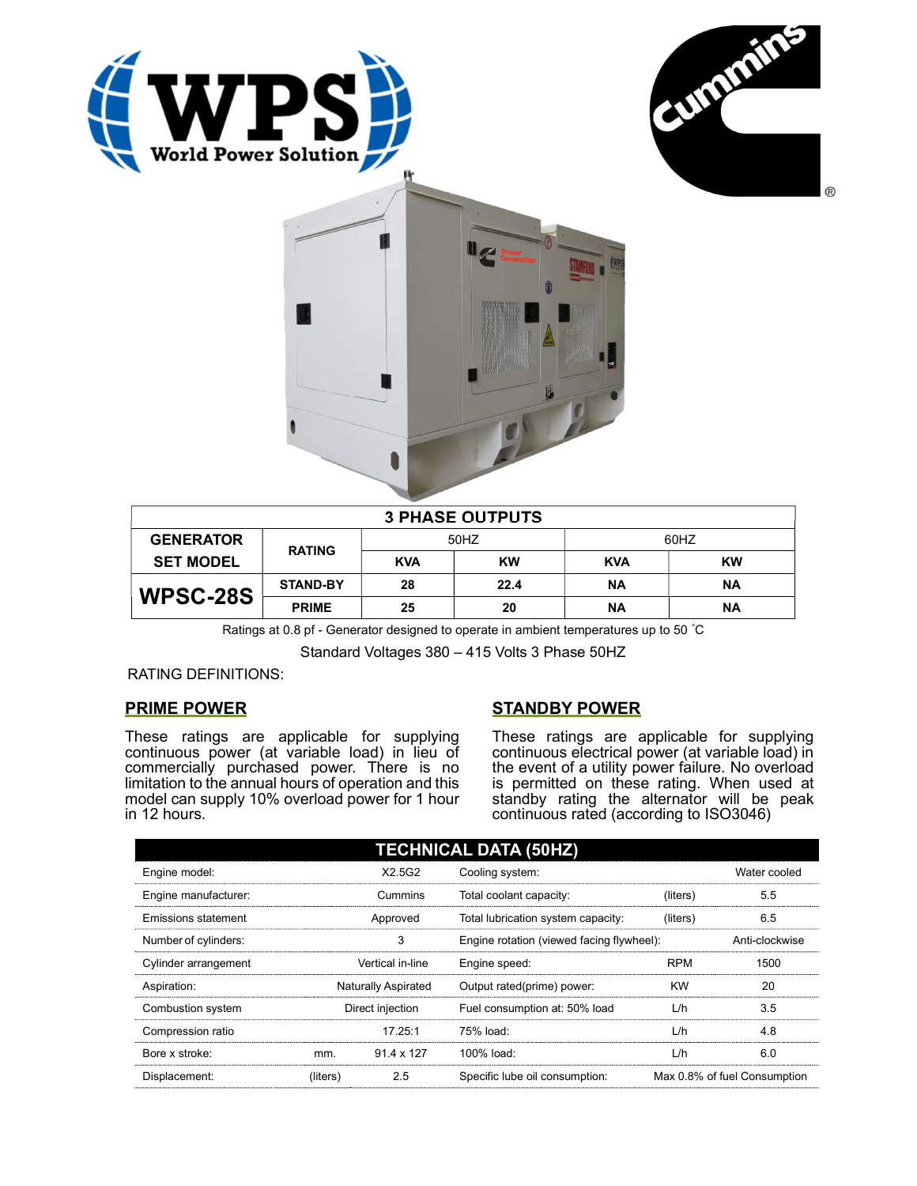WPS World Power Solution

Cummins®

| 3 PHASE OUTPUTS | | | | | |
|---|---|---|---|---|---|
| GENERATOR SET MODEL | RATING | 50HZ | | 60HZ | |
| | | KVA | KW | KVA | KW |
| WPSC-28S | STAND-BY | 28 | 22.4 | NA | NA |
| | PRIME | 25 | 20 | NA | NA |

Ratings at 0.8 pf - Generator designed to operate in ambient temperatures up to 50 ˚C

Standard Voltages 380 – 415 Volts 3 Phase 50HZ

RATING DEFINITIONS:

## PRIME POWER

These ratings are applicable for supplying continuous power (at variable load) in lieu of commercially purchased power. There is no limitation to the annual hours of operation and this model can supply 10% overload power for 1 hour in 12 hours.

## STANDBY POWER

These ratings are applicable for supplying continuous electrical power (at variable load) in the event of a utility power failure. No overload is permitted on these rating. When used at standby rating the alternator will be peak continuous rated (according to ISO3046)

| TECHNICAL DATA (50HZ) | | | | | |
|---|---|---|---|---|---|
| Engine model: | | X2.5G2 | Cooling system: | | Water cooled |
| Engine manufacturer: | | Cummins | Total coolant capacity: | (liters) | 5.5 |
| Emissions statement | | Approved | Total lubrication system capacity: | (liters) | 6.5 |
| Number of cylinders: | | 3 | Engine rotation (viewed facing flywheel): | | Anti-clockwise |
| Cylinder arrangement | | Vertical in-line | Engine speed: | RPM | 1500 |
| Aspiration: | | Naturally Aspirated | Output rated(prime) power: | KW | 20 |
| Combustion system | | Direct injection | Fuel consumption at: 50% load | L/h | 3.5 |
| Compression ratio | | 17.25:1 | 75% load: | L/h | 4.8 |
| Bore x stroke: | mm. | 91.4 x 127 | 100% load: | L/h | 6.0 |
| Displacement: | (liters) | 2.5 | Specific lube oil consumption: | | Max 0.8% of fuel Consumption |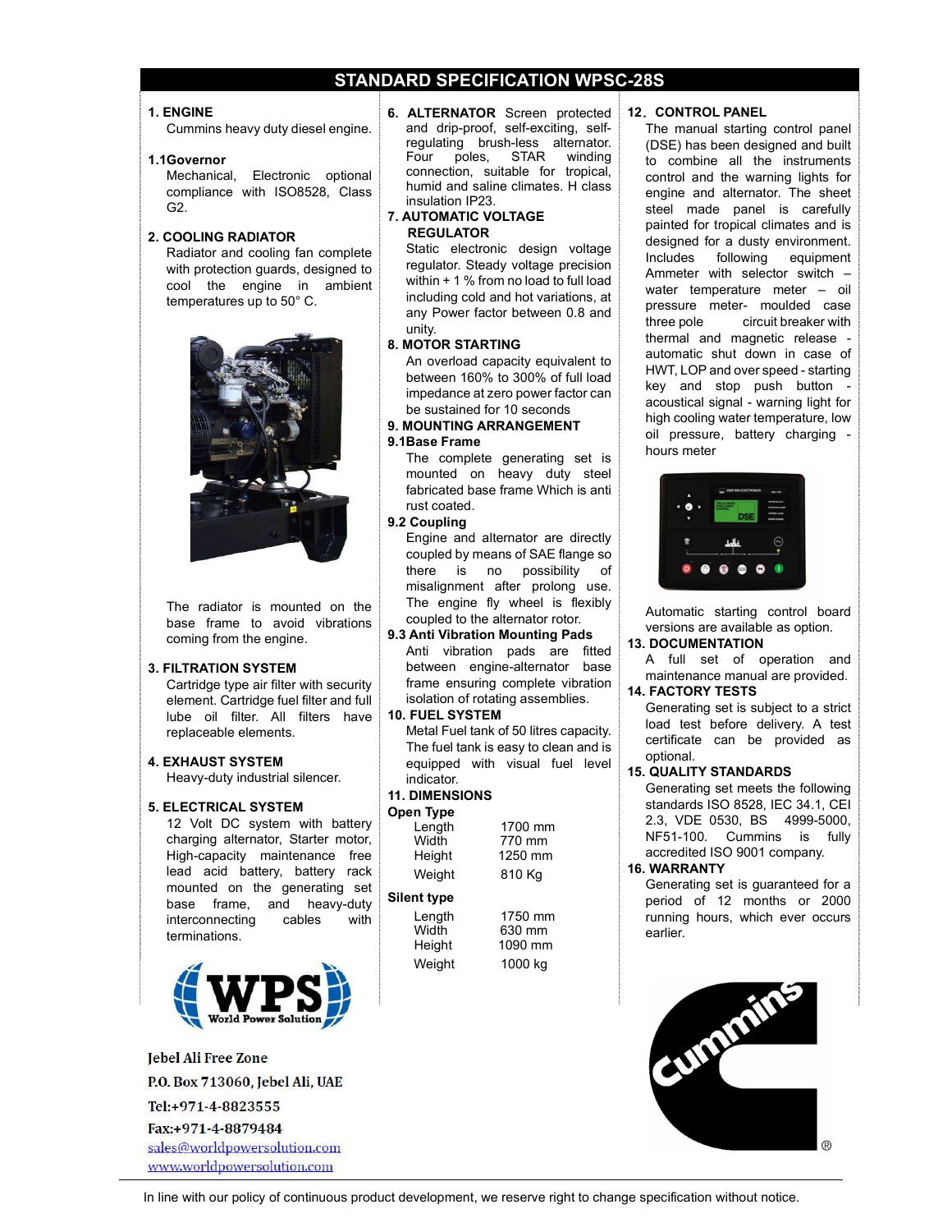# STANDARD SPECIFICATION WPSC-28S

## 1. ENGINE

Cummins heavy duty diesel engine.

### 1.1Governor

Mechanical, Electronic optional compliance with ISO8528, Class G2.

## 2. COOLING RADIATOR

Radiator and cooling fan complete with protection guards, designed to cool the engine in ambient temperatures up to 50° C.

The radiator is mounted on the base frame to avoid vibrations coming from the engine.

## 3. FILTRATION SYSTEM

Cartridge type air filter with security element. Cartridge fuel filter and full lube oil filter. All filters have replaceable elements.

## 4. EXHAUST SYSTEM

Heavy-duty industrial silencer.

## 5. ELECTRICAL SYSTEM

12 Volt DC system with battery charging alternator, Starter motor, High-capacity maintenance free lead acid battery, battery rack mounted on the generating set base frame, and heavy-duty interconnecting cables with terminations.

## 6. ALTERNATOR

Screen protected and drip-proof, self-exciting, self-regulating brush-less alternator. Four poles, STAR winding connection, suitable for tropical, humid and saline climates. H class insulation IP23.

## 7. AUTOMATIC VOLTAGE REGULATOR

Static electronic design voltage regulator. Steady voltage precision within + 1 % from no load to full load including cold and hot variations, at any Power factor between 0.8 and unity.

## 8. MOTOR STARTING

An overload capacity equivalent to between 160% to 300% of full load impedance at zero power factor can be sustained for 10 seconds

## 9. MOUNTING ARRANGEMENT

### 9.1Base Frame

The complete generating set is mounted on heavy duty steel fabricated base frame Which is anti rust coated.

### 9.2 Coupling

Engine and alternator are directly coupled by means of SAE flange so there is no possibility of misalignment after prolong use. The engine fly wheel is flexibly coupled to the alternator rotor.

### 9.3 Anti Vibration Mounting Pads

Anti vibration pads are fitted between engine-alternator base frame ensuring complete vibration isolation of rotating assemblies.

## 10. FUEL SYSTEM

Metal Fuel tank of 50 litres capacity. The fuel tank is easy to clean and is equipped with visual fuel level indicator.

## 11. DIMENSIONS

**Open Type**

| | |
|---|---|
| Length | 1700 mm |
| Width | 770 mm |
| Height | 1250 mm |
| Weight | 810 Kg |

**Silent type**

| | |
|---|---|
| Length | 1750 mm |
| Width | 630 mm |
| Height | 1090 mm |
| Weight | 1000 kg |

## 12. CONTROL PANEL

The manual starting control panel (DSE) has been designed and built to combine all the instruments control and the warning lights for engine and alternator. The sheet steel made panel is carefully painted for tropical climates and is designed for a dusty environment. Includes following equipment Ammeter with selector switch – water temperature meter – oil pressure meter- moulded case three pole circuit breaker with thermal and magnetic release - automatic shut down in case of HWT, LOP and over speed - starting key and stop push button - acoustical signal - warning light for high cooling water temperature, low oil pressure, battery charging - hours meter

Automatic starting control board versions are available as option.

## 13. DOCUMENTATION

A full set of operation and maintenance manual are provided.

## 14. FACTORY TESTS

Generating set is subject to a strict load test before delivery. A test certificate can be provided as optional.

## 15. QUALITY STANDARDS

Generating set meets the following standards ISO 8528, IEC 34.1, CEI 2.3, VDE 0530, BS 4999-5000, NF51-100. Cummins is fully accredited ISO 9001 company.

## 16. WARRANTY

Generating set is guaranteed for a period of 12 months or 2000 running hours, which ever occurs earlier.

WPS World Power Solution

Jebel Ali Free Zone
P.O. Box 713060, Jebel Ali, UAE
Tel:+971-4-8823555
Fax:+971-4-8879484
sales@worldpowersolution.com
www.worldpowersolution.com

Cummins®

In line with our policy of continuous product development, we reserve right to change specification without notice.